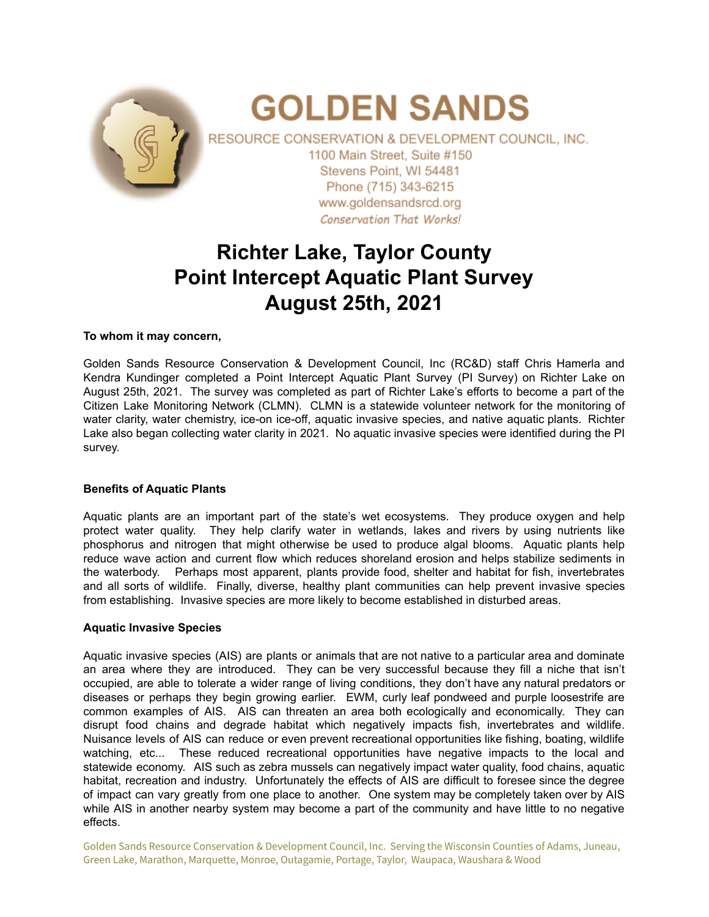# GOLDEN SANDS

RESOURCE CONSERVATION & DEVELOPMENT COUNCIL, INC.
1100 Main Street, Suite #150
Stevens Point, WI 54481
Phone (715) 343-6215
www.goldensandsrcd.org
*Conservation That Works!*

# Richter Lake, Taylor County
# Point Intercept Aquatic Plant Survey
# August 25th, 2021

**To whom it may concern,**

Golden Sands Resource Conservation & Development Council, Inc (RC&D) staff Chris Hamerla and Kendra Kundinger completed a Point Intercept Aquatic Plant Survey (PI Survey) on Richter Lake on August 25th, 2021. The survey was completed as part of Richter Lake's efforts to become a part of the Citizen Lake Monitoring Network (CLMN). CLMN is a statewide volunteer network for the monitoring of water clarity, water chemistry, ice-on ice-off, aquatic invasive species, and native aquatic plants. Richter Lake also began collecting water clarity in 2021. No aquatic invasive species were identified during the PI survey.

**Benefits of Aquatic Plants**

Aquatic plants are an important part of the state's wet ecosystems. They produce oxygen and help protect water quality. They help clarify water in wetlands, lakes and rivers by using nutrients like phosphorus and nitrogen that might otherwise be used to produce algal blooms. Aquatic plants help reduce wave action and current flow which reduces shoreland erosion and helps stabilize sediments in the waterbody. Perhaps most apparent, plants provide food, shelter and habitat for fish, invertebrates and all sorts of wildlife. Finally, diverse, healthy plant communities can help prevent invasive species from establishing. Invasive species are more likely to become established in disturbed areas.

**Aquatic Invasive Species**

Aquatic invasive species (AIS) are plants or animals that are not native to a particular area and dominate an area where they are introduced. They can be very successful because they fill a niche that isn't occupied, are able to tolerate a wider range of living conditions, they don't have any natural predators or diseases or perhaps they begin growing earlier. EWM, curly leaf pondweed and purple loosestrife are common examples of AIS. AIS can threaten an area both ecologically and economically. They can disrupt food chains and degrade habitat which negatively impacts fish, invertebrates and wildlife. Nuisance levels of AIS can reduce or even prevent recreational opportunities like fishing, boating, wildlife watching, etc... These reduced recreational opportunities have negative impacts to the local and statewide economy. AIS such as zebra mussels can negatively impact water quality, food chains, aquatic habitat, recreation and industry. Unfortunately the effects of AIS are difficult to foresee since the degree of impact can vary greatly from one place to another. One system may be completely taken over by AIS while AIS in another nearby system may become a part of the community and have little to no negative effects.

Golden Sands Resource Conservation & Development Council, Inc. Serving the Wisconsin Counties of Adams, Juneau, Green Lake, Marathon, Marquette, Monroe, Outagamie, Portage, Taylor, Waupaca, Waushara & Wood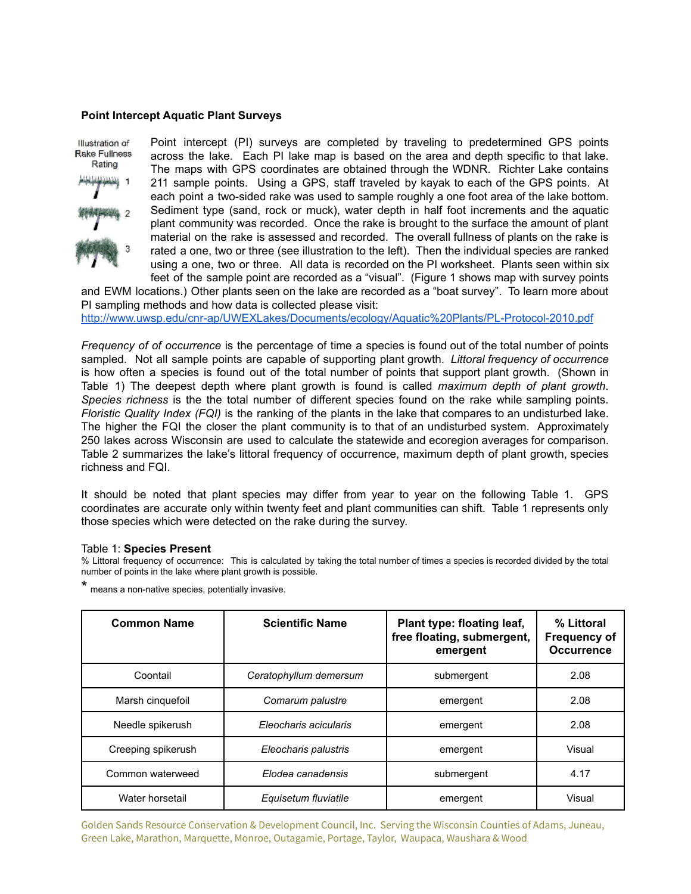### Point Intercept Aquatic Plant Surveys

Illustration of Rake Fullness Rating

1

2

3

Point intercept (PI) surveys are completed by traveling to predetermined GPS points across the lake. Each PI lake map is based on the area and depth specific to that lake. The maps with GPS coordinates are obtained through the WDNR. Richter Lake contains 211 sample points. Using a GPS, staff traveled by kayak to each of the GPS points. At each point a two-sided rake was used to sample roughly a one foot area of the lake bottom. Sediment type (sand, rock or muck), water depth in half foot increments and the aquatic plant community was recorded. Once the rake is brought to the surface the amount of plant material on the rake is assessed and recorded. The overall fullness of plants on the rake is rated a one, two or three (see illustration to the left). Then the individual species are ranked using a one, two or three. All data is recorded on the PI worksheet. Plants seen within six feet of the sample point are recorded as a "visual". (Figure 1 shows map with survey points and EWM locations.) Other plants seen on the lake are recorded as a "boat survey". To learn more about PI sampling methods and how data is collected please visit: http://www.uwsp.edu/cnr-ap/UWEXLakes/Documents/ecology/Aquatic%20Plants/PL-Protocol-2010.pdf

*Frequency of of occurrence* is the percentage of time a species is found out of the total number of points sampled. Not all sample points are capable of supporting plant growth. *Littoral frequency of occurrence* is how often a species is found out of the total number of points that support plant growth. (Shown in Table 1) The deepest depth where plant growth is found is called *maximum depth of plant growth*. *Species richness* is the the total number of different species found on the rake while sampling points. *Floristic Quality Index (FQI)* is the ranking of the plants in the lake that compares to an undisturbed lake. The higher the FQI the closer the plant community is to that of an undisturbed system. Approximately 250 lakes across Wisconsin are used to calculate the statewide and ecoregion averages for comparison. Table 2 summarizes the lake's littoral frequency of occurrence, maximum depth of plant growth, species richness and FQI.

It should be noted that plant species may differ from year to year on the following Table 1. GPS coordinates are accurate only within twenty feet and plant communities can shift. Table 1 represents only those species which were detected on the rake during the survey.

Table 1: **Species Present**

% Littoral frequency of occurrence: This is calculated by taking the total number of times a species is recorded divided by the total number of points in the lake where plant growth is possible.

* means a non-native species, potentially invasive.

| Common Name | Scientific Name | Plant type: floating leaf, free floating, submergent, emergent | % Littoral Frequency of Occurrence |
|---|---|---|---|
| Coontail | *Ceratophyllum demersum* | submergent | 2.08 |
| Marsh cinquefoil | *Comarum palustre* | emergent | 2.08 |
| Needle spikerush | *Eleocharis acicularis* | emergent | 2.08 |
| Creeping spikerush | *Eleocharis palustris* | emergent | Visual |
| Common waterweed | *Elodea canadensis* | submergent | 4.17 |
| Water horsetail | *Equisetum fluviatile* | emergent | Visual |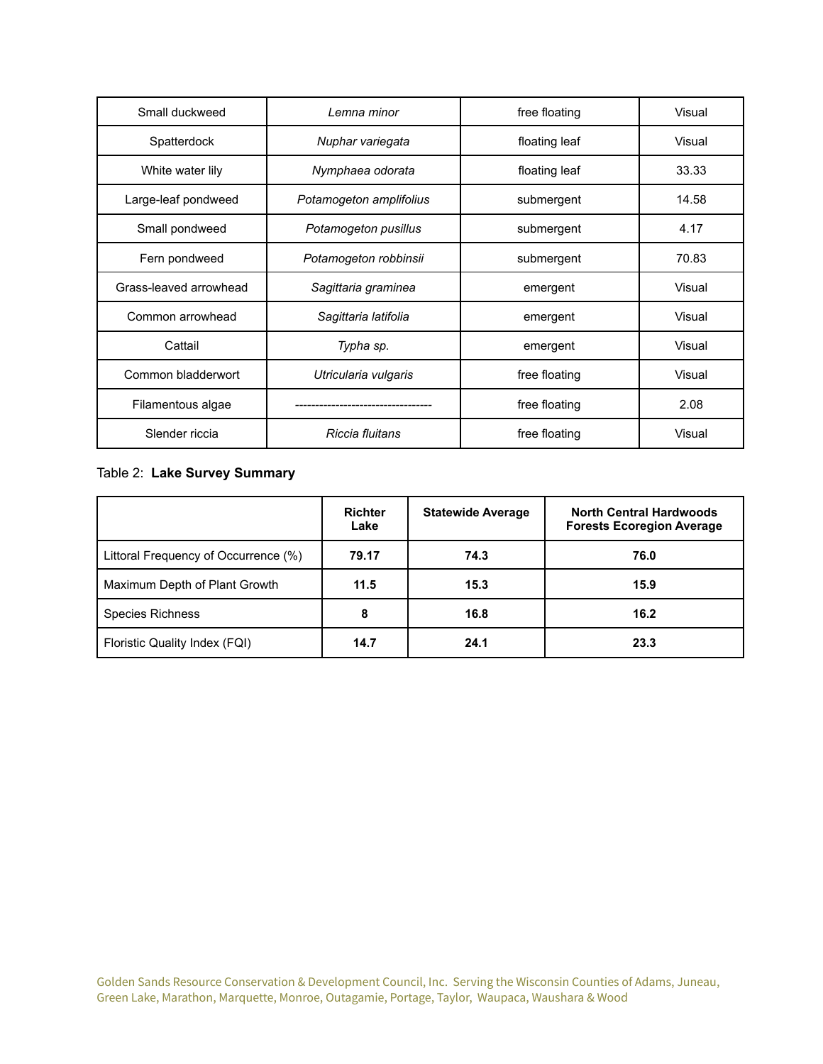| Small duckweed | *Lemna minor* | free floating | Visual |
|---|---|---|---|
| Spatterdock | *Nuphar variegata* | floating leaf | Visual |
| White water lily | *Nymphaea odorata* | floating leaf | 33.33 |
| Large-leaf pondweed | *Potamogeton amplifolius* | submergent | 14.58 |
| Small pondweed | *Potamogeton pusillus* | submergent | 4.17 |
| Fern pondweed | *Potamogeton robbinsii* | submergent | 70.83 |
| Grass-leaved arrowhead | *Sagittaria graminea* | emergent | Visual |
| Common arrowhead | *Sagittaria latifolia* | emergent | Visual |
| Cattail | *Typha sp.* | emergent | Visual |
| Common bladderwort | *Utricularia vulgaris* | free floating | Visual |
| Filamentous algae | --------------------------------- | free floating | 2.08 |
| Slender riccia | *Riccia fluitans* | free floating | Visual |

Table 2: **Lake Survey Summary**

| | **Richter Lake** | **Statewide Average** | **North Central Hardwoods Forests Ecoregion Average** |
|---|---|---|---|
| Littoral Frequency of Occurrence (%) | **79.17** | **74.3** | **76.0** |
| Maximum Depth of Plant Growth | **11.5** | **15.3** | **15.9** |
| Species Richness | **8** | **16.8** | **16.2** |
| Floristic Quality Index (FQI) | **14.7** | **24.1** | **23.3** |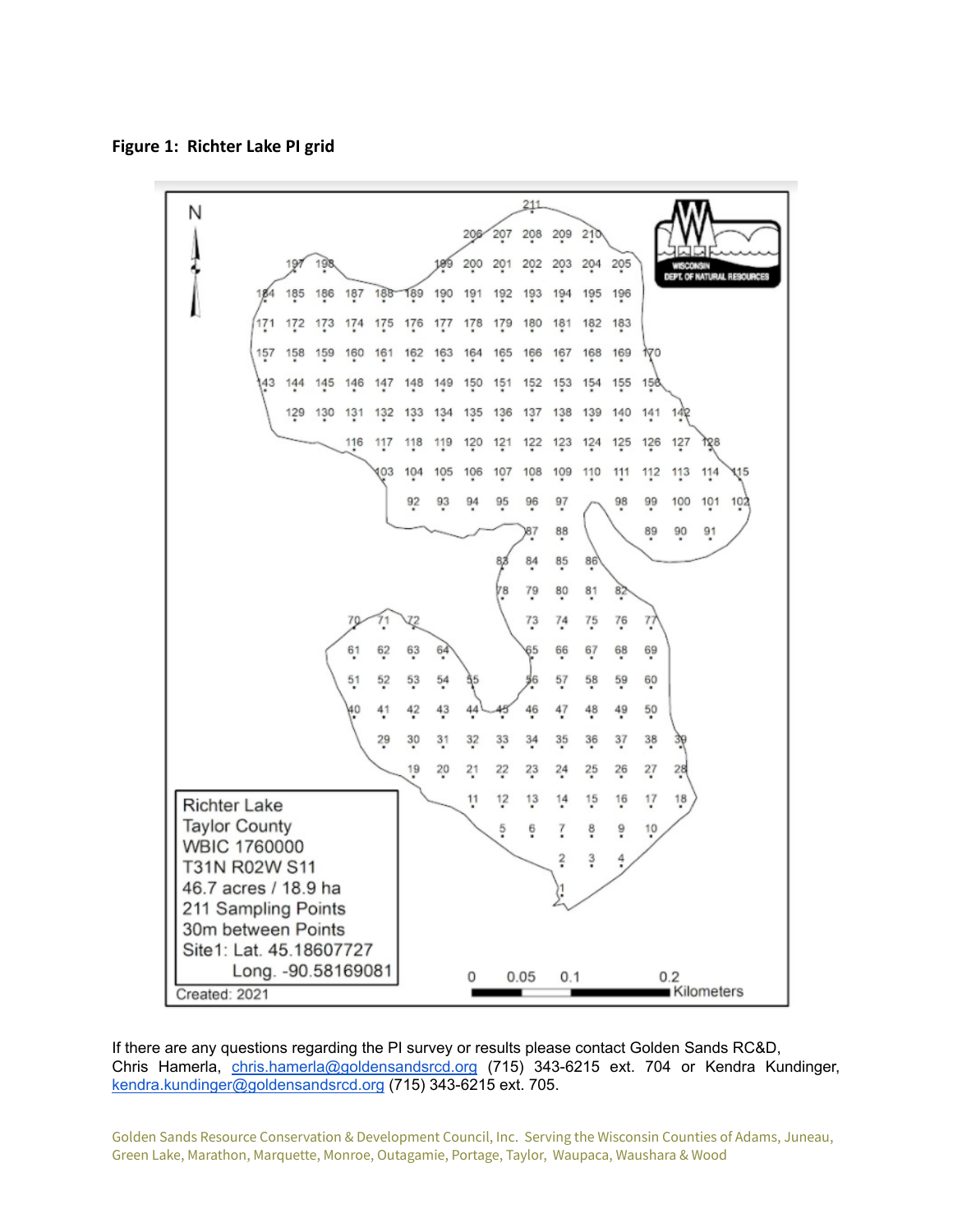**Figure 1: Richter Lake PI grid**

N

Richter Lake
Taylor County
WBIC 1760000
T31N R02W S11
46.7 acres / 18.9 ha
211 Sampling Points
30m between Points
Site1: Lat. 45.18607727
Long. -90.58169081

Created: 2021

0 0.05 0.1 0.2 Kilometers

WISCONSIN DEPT. OF NATURAL RESOURCES

If there are any questions regarding the PI survey or results please contact Golden Sands RC&D, Chris Hamerla, chris.hamerla@goldensandsrcd.org (715) 343-6215 ext. 704 or Kendra Kundinger, kendra.kundinger@goldensandsrcd.org (715) 343-6215 ext. 705.

Golden Sands Resource Conservation & Development Council, Inc. Serving the Wisconsin Counties of Adams, Juneau, Green Lake, Marathon, Marquette, Monroe, Outagamie, Portage, Taylor, Waupaca, Waushara & Wood